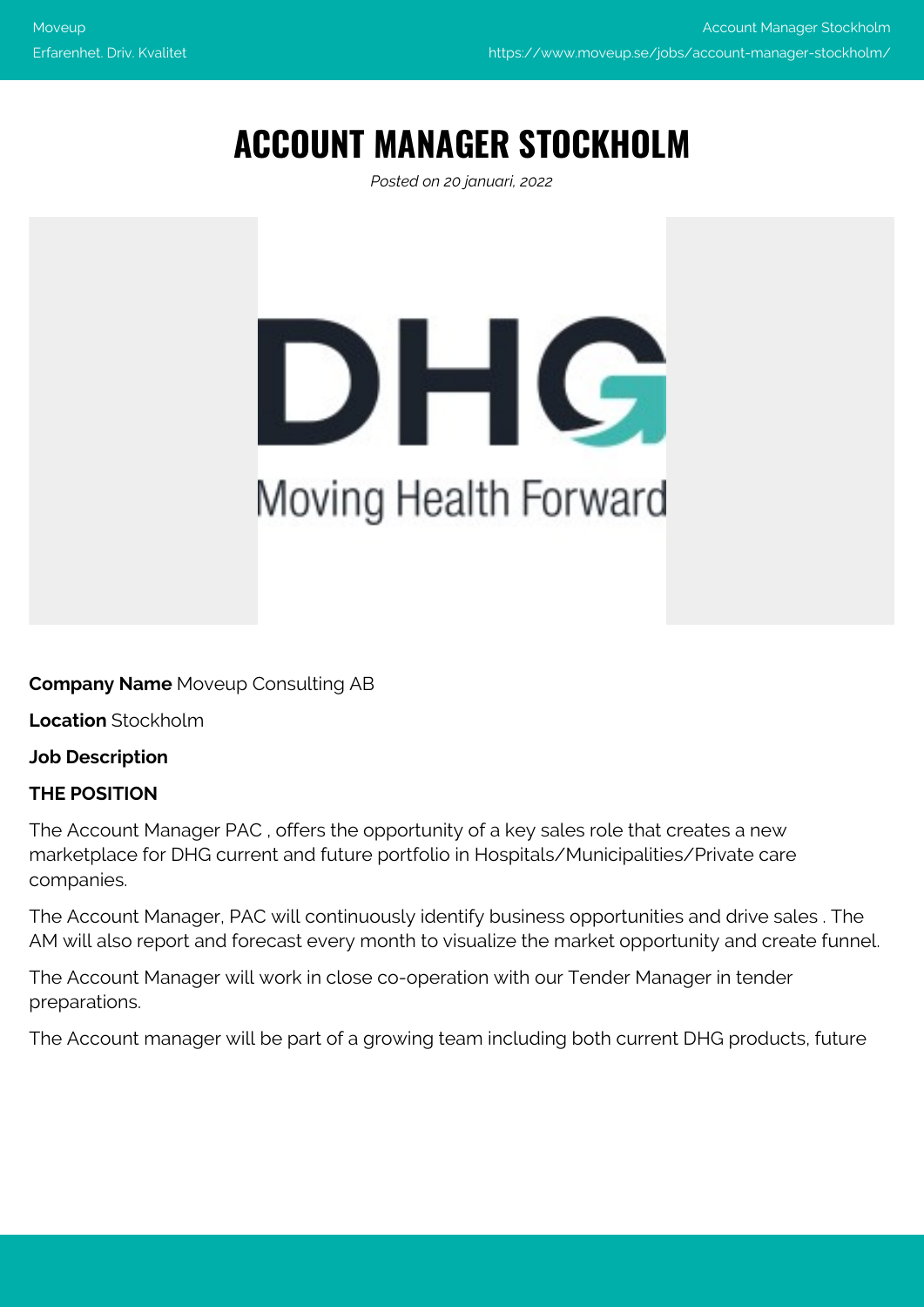# ACCOUNT MANAGER STOCKHOLM

*Posted on 20 januari, 2022*

**Company Name** Moveup Consulting AB

**Location** Stockholm

**Job Description**

**THE POSITION**

The Account Manager PAC , offers the opportunity of a key sales role that creates a new marketplace for DHG current and future portfolio in Hospitals/Municipalities/Private care companies.

The Account Manager, PAC will continuously identify business opportunities and drive sales . The AM will also report and forecast every month to visualize the market opportunity and create funnel.

The Account Manager will work in close co-operation with our Tender Manager in tender preparations.

The Account manager will be part of a growing team including both current DHG products, future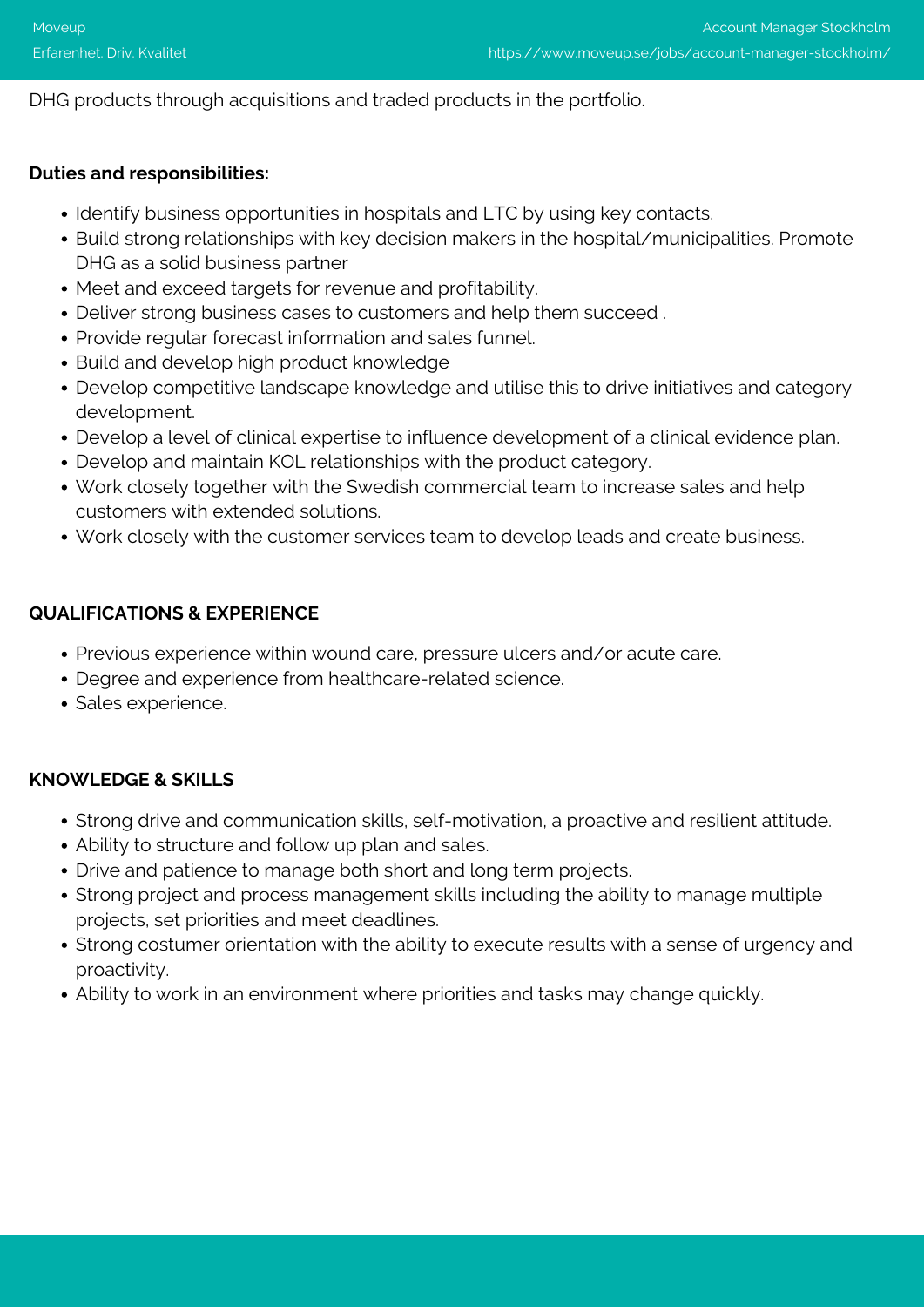DHG products through acquisitions and traded products in the portfolio.

**Duties and responsibilities:**

- Identify business opportunities in hospitals and LTC by using key contacts.
- Build strong relationships with key decision makers in the hospital/municipalities. Promote DHG as a solid business partner
- Meet and exceed targets for revenue and profitability.
- Deliver strong business cases to customers and help them succeed .
- Provide regular forecast information and sales funnel.
- Build and develop high product knowledge
- Develop competitive landscape knowledge and utilise this to drive initiatives and category development.
- Develop a level of clinical expertise to influence development of a clinical evidence plan.
- Develop and maintain KOL relationships with the product category.
- Work closely together with the Swedish commercial team to increase sales and help customers with extended solutions.
- Work closely with the customer services team to develop leads and create business.

**QUALIFICATIONS & EXPERIENCE**

- Previous experience within wound care, pressure ulcers and/or acute care.
- Degree and experience from healthcare-related science.
- Sales experience.

**KNOWLEDGE & SKILLS**

- Strong drive and communication skills, self-motivation, a proactive and resilient attitude.
- Ability to structure and follow up plan and sales.
- Drive and patience to manage both short and long term projects.
- Strong project and process management skills including the ability to manage multiple projects, set priorities and meet deadlines.
- Strong costumer orientation with the ability to execute results with a sense of urgency and proactivity.
- Ability to work in an environment where priorities and tasks may change quickly.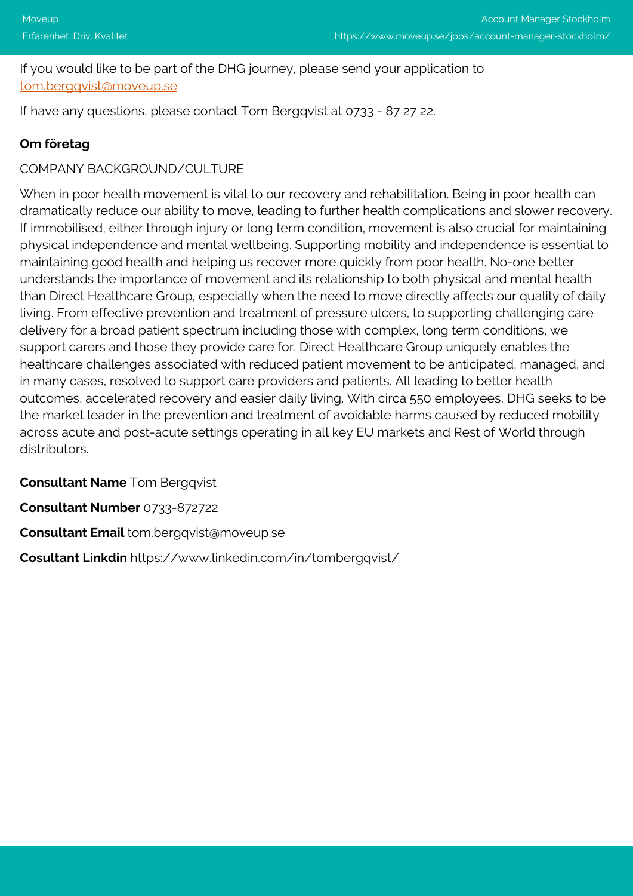If you would like to be part of the DHG journey, please send your application to tom.bergqvist@moveup.se

If have any questions, please contact Tom Bergqvist at 0733 - 87 27 22.

**Om företag**

COMPANY BACKGROUND/CULTURE

When in poor health movement is vital to our recovery and rehabilitation. Being in poor health can dramatically reduce our ability to move, leading to further health complications and slower recovery. If immobilised, either through injury or long term condition, movement is also crucial for maintaining physical independence and mental wellbeing. Supporting mobility and independence is essential to maintaining good health and helping us recover more quickly from poor health. No-one better understands the importance of movement and its relationship to both physical and mental health than Direct Healthcare Group, especially when the need to move directly affects our quality of daily living. From effective prevention and treatment of pressure ulcers, to supporting challenging care delivery for a broad patient spectrum including those with complex, long term conditions, we support carers and those they provide care for. Direct Healthcare Group uniquely enables the healthcare challenges associated with reduced patient movement to be anticipated, managed, and in many cases, resolved to support care providers and patients. All leading to better health outcomes, accelerated recovery and easier daily living. With circa 550 employees, DHG seeks to be the market leader in the prevention and treatment of avoidable harms caused by reduced mobility across acute and post-acute settings operating in all key EU markets and Rest of World through distributors.

**Consultant Name** Tom Bergqvist

**Consultant Number** 0733-872722

**Consultant Email** tom.bergqvist@moveup.se

**Cosultant Linkdin** https://www.linkedin.com/in/tombergqvist/